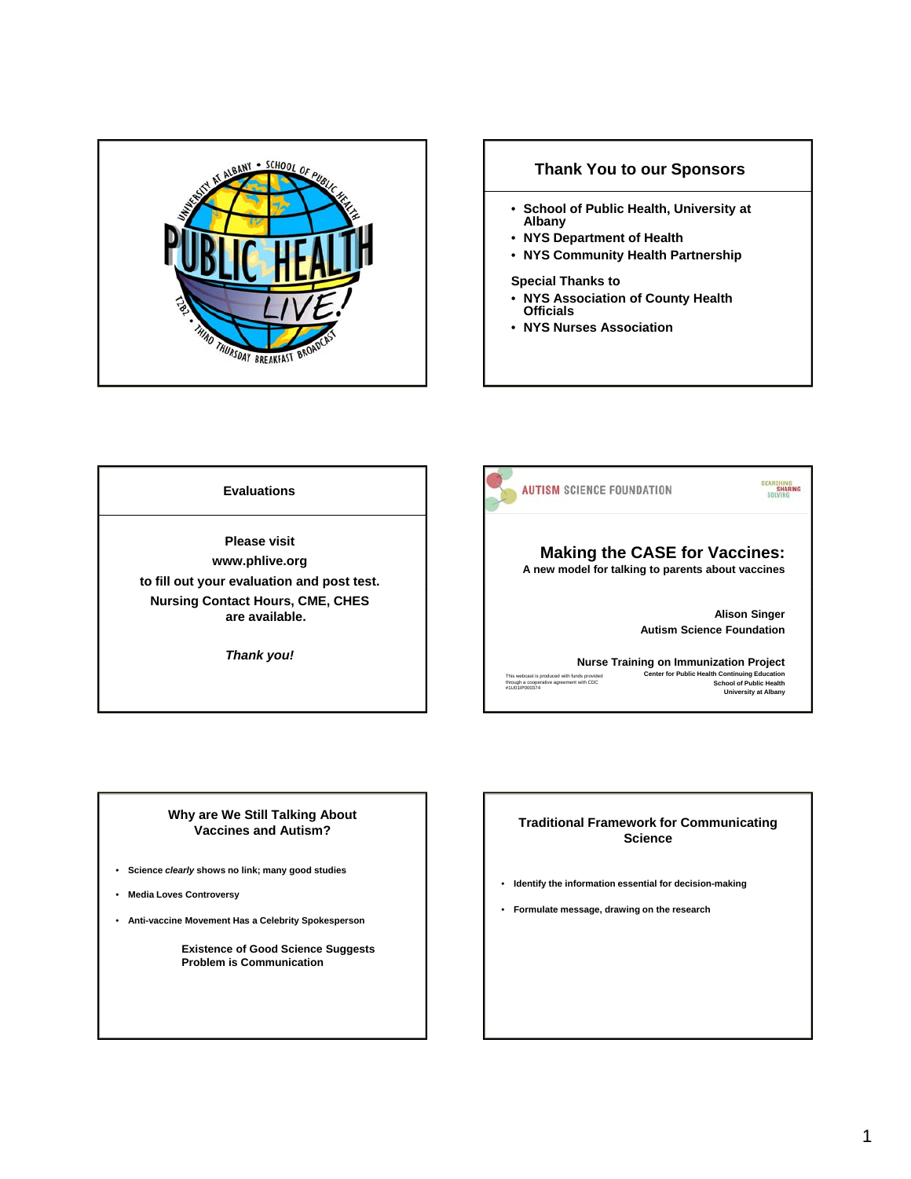UNIVERSITY AT ALBANY • SCHOOL OF PUBLIC HEALTH

PUBLIC HEALTH LIVE!

T2B2 • THIRD THURSDAY BREAKFAST BROADCAST

## Thank You to our Sponsors

- School of Public Health, University at Albany
- NYS Department of Health
- NYS Community Health Partnership

Special Thanks to

- NYS Association of County Health Officials
- NYS Nurses Association

## Evaluations

Please visit

www.phlive.org

to fill out your evaluation and post test.

Nursing Contact Hours, CME, CHES are available.

*Thank you!*

AUTISM SCIENCE FOUNDATION

SEARCHING SHARING SOLVING

## Making the CASE for Vaccines:

A new model for talking to parents about vaccines

Alison Singer
Autism Science Foundation

Nurse Training on Immunization Project
Center for Public Health Continuing Education
School of Public Health
University at Albany

This webcast is produced with funds provided through a cooperative agreement with CDC #1U01IP000374

## Why are We Still Talking About Vaccines and Autism?

- Science *clearly* shows no link; many good studies
- Media Loves Controversy
- Anti-vaccine Movement Has a Celebrity Spokesperson

Existence of Good Science Suggests Problem is Communication

## Traditional Framework for Communicating Science

- Identify the information essential for decision-making
- Formulate message, drawing on the research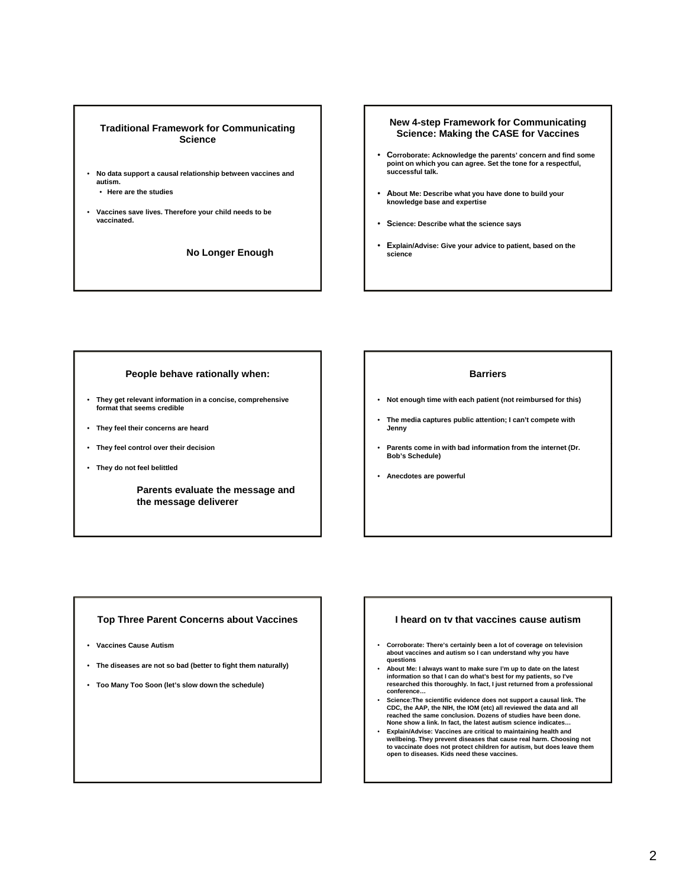## Traditional Framework for Communicating Science

- No data support a causal relationship between vaccines and autism.
  - Here are the studies
- Vaccines save lives. Therefore your child needs to be vaccinated.

**No Longer Enough**

## New 4-step Framework for Communicating Science: Making the CASE for Vaccines

- **C**orroborate: Acknowledge the parents' concern and find some point on which you can agree. Set the tone for a respectful, successful talk.
- **A**bout Me: Describe what you have done to build your knowledge base and expertise
- **S**cience: Describe what the science says
- **E**xplain/Advise: Give your advice to patient, based on the science

## People behave rationally when:

- They get relevant information in a concise, comprehensive format that seems credible
- They feel their concerns are heard
- They feel control over their decision
- They do not feel belittled

**Parents evaluate the message and the message deliverer**

## Barriers

- Not enough time with each patient (not reimbursed for this)
- The media captures public attention; I can't compete with Jenny
- Parents come in with bad information from the internet (Dr. Bob's Schedule)
- Anecdotes are powerful

## Top Three Parent Concerns about Vaccines

- Vaccines Cause Autism
- The diseases are not so bad (better to fight them naturally)
- Too Many Too Soon (let's slow down the schedule)

## I heard on tv that vaccines cause autism

- Corroborate: There's certainly been a lot of coverage on television about vaccines and autism so I can understand why you have questions
- About Me: I always want to make sure I'm up to date on the latest information so that I can do what's best for my patients, so I've researched this thoroughly. In fact, I just returned from a professional conference…
- Science:The scientific evidence does not support a causal link. The CDC, the AAP, the NIH, the IOM (etc) all reviewed the data and all reached the same conclusion. Dozens of studies have been done. None show a link. In fact, the latest autism science indicates…
- Explain/Advise: Vaccines are critical to maintaining health and wellbeing. They prevent diseases that cause real harm. Choosing not to vaccinate does not protect children for autism, but does leave them open to diseases. Kids need these vaccines.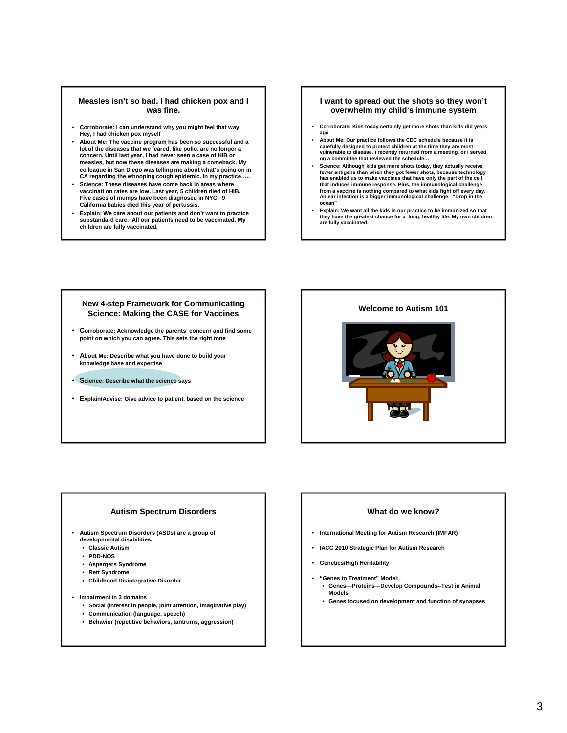## Measles isn't so bad. I had chicken pox and I was fine.

- Corroborate: I can understand why you might feel that way. Hey, I had chicken pox myself
- About Me: The vaccine program has been so successful and a lot of the diseases that we feared, like polio, are no longer a concern. Until last year, I had never seen a case of HIB or measles, but now these diseases are making a comeback. My colleague in San Diego was telling me about what's going on in CA regarding the whooping cough epidemic. In my practice…..
- Science: These diseases have come back in areas where vaccinati on rates are low. Last year, 5 children died of HIB. Five cases of mumps have been diagnosed in NYC. 9 California babies died this year of pertussis.
- Explain: We care about our patients and don't want to practice substandard care. All our patients need to be vaccinated. My children are fully vaccinated.

## I want to spread out the shots so they won't overwhelm my child's immune system

- Corroborate: Kids today certainly get more shots than kids did years ago
- About Me: Our practice follows the CDC schedule because it is carefully designed to protect children at the time they are most vulnerable to disease. I recently returned from a meeting, or I served on a committee that reviewed the schedule…
- Science: Although kids get more shots today, they actually receive fewer antigens than when they got fewer shots, because technology has enabled us to make vaccines that have only the part of the cell that induces immune response. Plus, the immunological challenge from a vaccine is nothing compared to what kids fight off every day. An ear infection is a bigger immunological challenge. "Drop in the ocean"
- Explain: We want all the kids in our practice to be immunized so that they have the greatest chance for a long, healthy life. My own children are fully vaccinated.

## New 4-step Framework for Communicating Science: Making the CASE for Vaccines

- Corroborate: Acknowledge the parents' concern and find some point on which you can agree. This sets the right tone
- About Me: Describe what you have done to build your knowledge base and expertise
- Science: Describe what the science says
- Explain/Advise: Give advice to patient, based on the science

## Welcome to Autism 101

## Autism Spectrum Disorders

- Autism Spectrum Disorders (ASDs) are a group of developmental disabilities.
  - Classic Autism
  - PDD-NOS
  - Aspergers Syndrome
  - Rett Syndrome
  - Childhood Disintegrative Disorder
- Impairment in 3 domains
  - Social (interest in people, joint attention, imaginative play)
  - Communication (language, speech)
  - Behavior (repetitive behaviors, tantrums, aggression)

## What do we know?

- International Meeting for Autism Research (IMFAR)
- IACC 2010 Strategic Plan for Autism Research
- Genetics/High Heritability
- "Genes to Treatment" Model:
  - Genes—Proteins—Develop Compounds--Test in Animal Models
  - Genes focused on development and function of synapses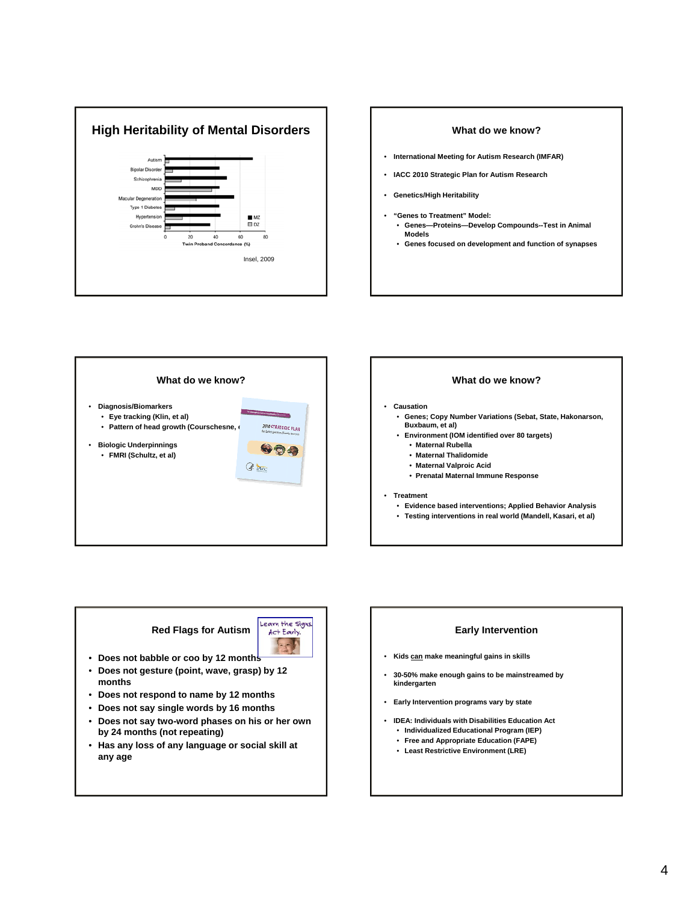## High Heritability of Mental Disorders

Insel, 2009

## What do we know?

- International Meeting for Autism Research (IMFAR)
- IACC 2010 Strategic Plan for Autism Research
- Genetics/High Heritability
- "Genes to Treatment" Model:
  - Genes—Proteins—Develop Compounds--Test in Animal Models
  - Genes focused on development and function of synapses

## What do we know?

- Diagnosis/Biomarkers
  - Eye tracking (Klin, et al)
  - Pattern of head growth (Courschesne, e
- Biologic Underpinnings
  - FMRI (Schultz, et al)

## What do we know?

- Causation
  - Genes; Copy Number Variations (Sebat, State, Hakonarson, Buxbaum, et al)
  - Environment (IOM identified over 80 targets)
    - Maternal Rubella
    - Maternal Thalidomide
    - Maternal Valproic Acid
    - Prenatal Maternal Immune Response
- Treatment
  - Evidence based interventions; Applied Behavior Analysis
  - Testing interventions in real world (Mandell, Kasari, et al)

## Red Flags for Autism

- Does not babble or coo by 12 months
- Does not gesture (point, wave, grasp) by 12 months
- Does not respond to name by 12 months
- Does not say single words by 16 months
- Does not say two-word phases on his or her own by 24 months (not repeating)
- Has any loss of any language or social skill at any age

## Early Intervention

- Kids can make meaningful gains in skills
- 30-50% make enough gains to be mainstreamed by kindergarten
- Early Intervention programs vary by state
- IDEA: Individuals with Disabilities Education Act
  - Individualized Educational Program (IEP)
  - Free and Appropriate Education (FAPE)
  - Least Restrictive Environment (LRE)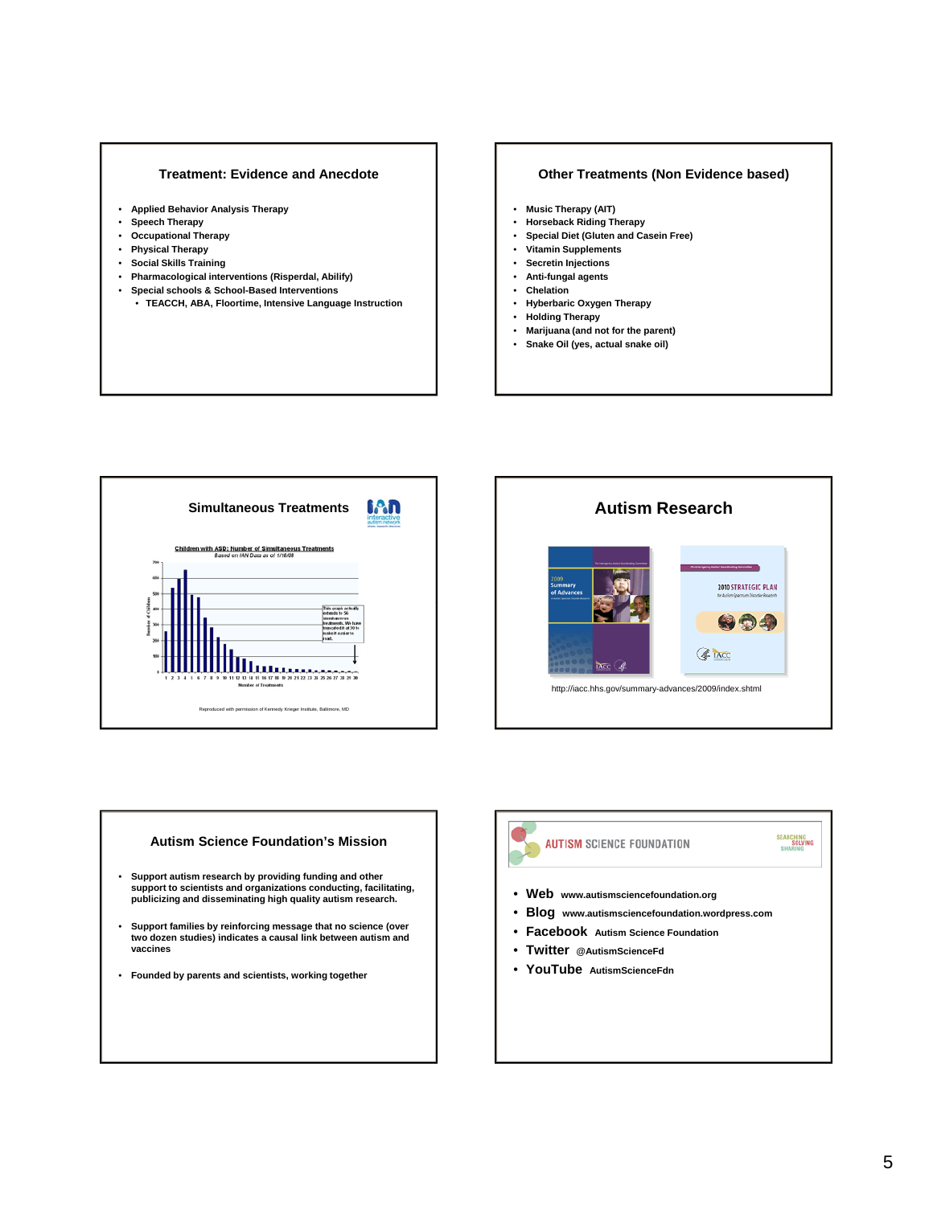## Treatment: Evidence and Anecdote

- Applied Behavior Analysis Therapy
- Speech Therapy
- Occupational Therapy
- Physical Therapy
- Social Skills Training
- Pharmacological interventions (Risperdal, Abilify)
- Special schools & School-Based Interventions
  - TEACCH, ABA, Floortime, Intensive Language Instruction

## Other Treatments (Non Evidence based)

- Music Therapy (AIT)
- Horseback Riding Therapy
- Special Diet (Gluten and Casein Free)
- Vitamin Supplements
- Secretin Injections
- Anti-fungal agents
- Chelation
- Hyberbaric Oxygen Therapy
- Holding Therapy
- Marijuana (and not for the parent)
- Snake Oil (yes, actual snake oil)

## Simultaneous Treatments

Children with ASD: Number of Simultaneous Treatments

Based on IAN Data as of 1/16/08

This graph actually extends to 56 simultaneous treatments. We have truncated it at 30 to make it easier to read.

Number of Treatments

Reproduced with permission of Kennedy Krieger Institute, Baltimore, MD

## Autism Research

http://iacc.hhs.gov/summary-advances/2009/index.shtml

## Autism Science Foundation's Mission

- Support autism research by providing funding and other support to scientists and organizations conducting, facilitating, publicizing and disseminating high quality autism research.
- Support families by reinforcing message that no science (over two dozen studies) indicates a causal link between autism and vaccines
- Founded by parents and scientists, working together

## AUTISM SCIENCE FOUNDATION

SEARCHING SOLVING SHARING

- **Web** www.autismsciencefoundation.org
- **Blog** www.autismsciencefoundation.wordpress.com
- **Facebook** Autism Science Foundation
- **Twitter** @AutismScienceFd
- **YouTube** AutismScienceFdn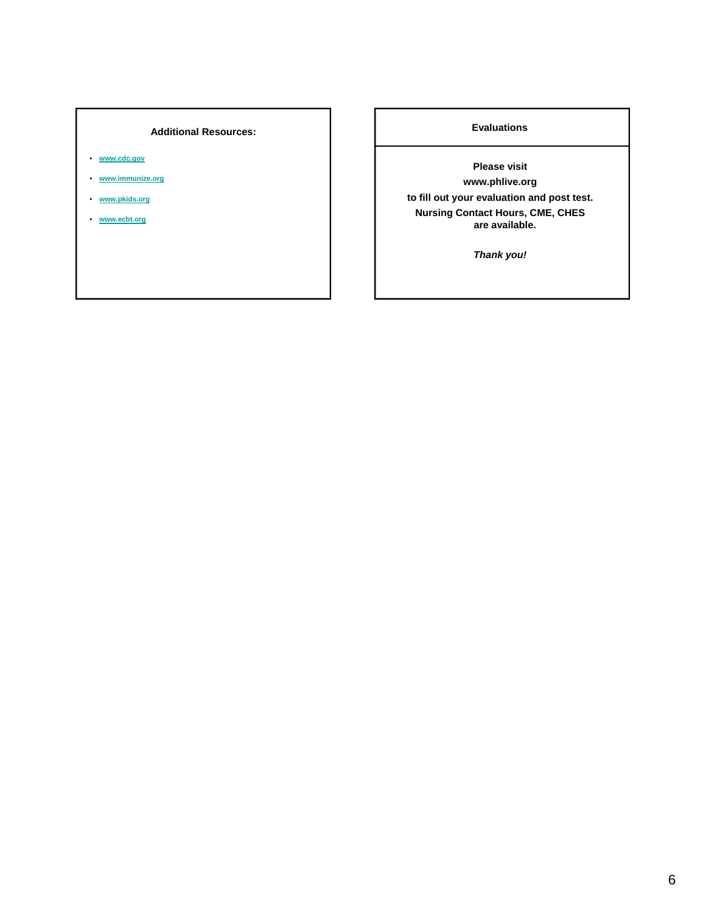## Additional Resources:

- www.cdc.gov
- www.immunize.org
- www.pkids.org
- www.ecbt.org

## Evaluations

**Please visit**

**www.phlive.org**

**to fill out your evaluation and post test.**

**Nursing Contact Hours, CME, CHES are available.**

***Thank you!***